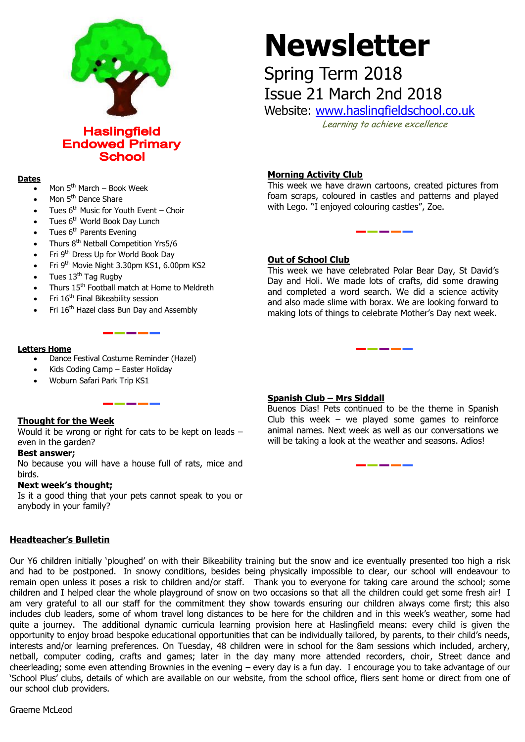**Haslingfield Endowed Primary School**

# Newsletter

Spring Term 2018

Issue 21 March 2nd 2018

Website: www.haslingfieldschool.co.uk

*Learning to achieve excellence*

## Dates

- Mon 5th March – Book Week
- Mon 5th Dance Share
- Tues 6th Music for Youth Event – Choir
- Tues 6th World Book Day Lunch
- Tues 6th Parents Evening
- Thurs 8th Netball Competition Yrs5/6
- Fri 9th Dress Up for World Book Day
- Fri 9th Movie Night 3.30pm KS1, 6.00pm KS2
- Tues 13th Tag Rugby
- Thurs 15th Football match at Home to Meldreth
- Fri 16th Final Bikeability session
- Fri 16th Hazel class Bun Day and Assembly

## Letters Home

- Dance Festival Costume Reminder (Hazel)
- Kids Coding Camp – Easter Holiday
- Woburn Safari Park Trip KS1

## Thought for the Week

Would it be wrong or right for cats to be kept on leads – even in the garden?

**Best answer;**

No because you will have a house full of rats, mice and birds.

**Next week's thought;**

Is it a good thing that your pets cannot speak to you or anybody in your family?

## Morning Activity Club

This week we have drawn cartoons, created pictures from foam scraps, coloured in castles and patterns and played with Lego. "I enjoyed colouring castles", Zoe.

## Out of School Club

This week we have celebrated Polar Bear Day, St David's Day and Holi. We made lots of crafts, did some drawing and completed a word search. We did a science activity and also made slime with borax. We are looking forward to making lots of things to celebrate Mother's Day next week.

## Spanish Club – Mrs Siddall

Buenos Dias! Pets continued to be the theme in Spanish Club this week – we played some games to reinforce animal names. Next week as well as our conversations we will be taking a look at the weather and seasons. Adios!

## Headteacher's Bulletin

Our Y6 children initially 'ploughed' on with their Bikeability training but the snow and ice eventually presented too high a risk and had to be postponed. In snowy conditions, besides being physically impossible to clear, our school will endeavour to remain open unless it poses a risk to children and/or staff. Thank you to everyone for taking care around the school; some children and I helped clear the whole playground of snow on two occasions so that all the children could get some fresh air! I am very grateful to all our staff for the commitment they show towards ensuring our children always come first; this also includes club leaders, some of whom travel long distances to be here for the children and in this week's weather, some had quite a journey. The additional dynamic curricula learning provision here at Haslingfield means: every child is given the opportunity to enjoy broad bespoke educational opportunities that can be individually tailored, by parents, to their child's needs, interests and/or learning preferences. On Tuesday, 48 children were in school for the 8am sessions which included, archery, netball, computer coding, crafts and games; later in the day many more attended recorders, choir, Street dance and cheerleading; some even attending Brownies in the evening – every day is a fun day. I encourage you to take advantage of our 'School Plus' clubs, details of which are available on our website, from the school office, fliers sent home or direct from one of our school club providers.

Graeme McLeod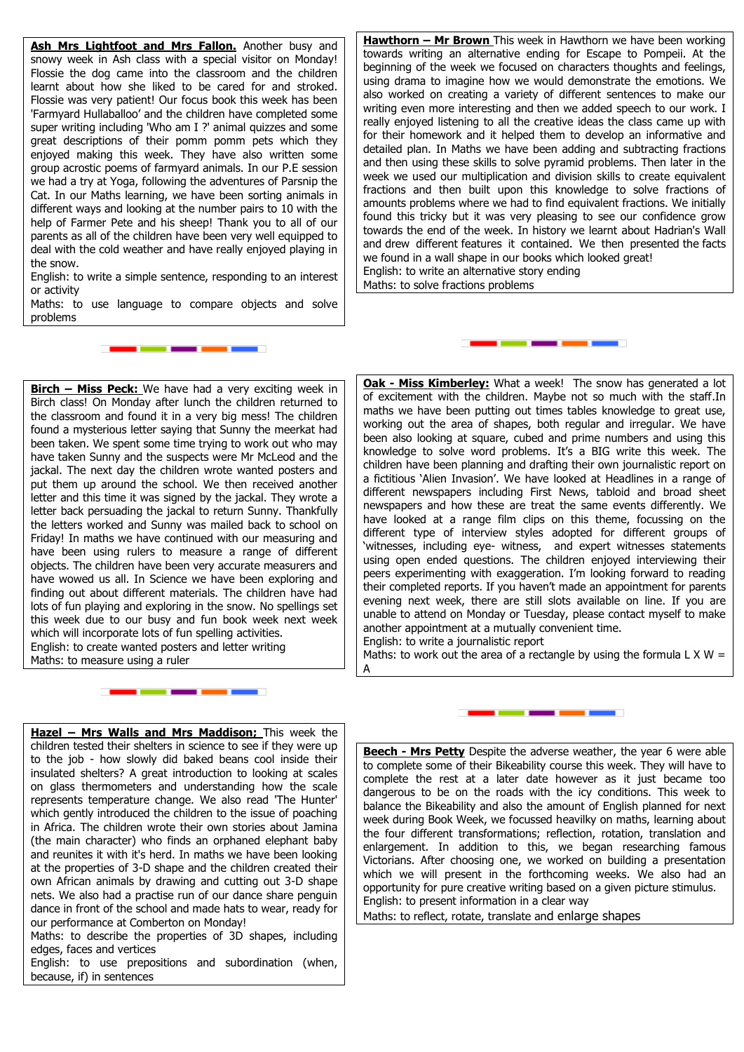**Ash Mrs Lightfoot and Mrs Fallon.** Another busy and snowy week in Ash class with a special visitor on Monday! Flossie the dog came into the classroom and the children learnt about how she liked to be cared for and stroked. Flossie was very patient! Our focus book this week has been 'Farmyard Hullaballoo' and the children have completed some super writing including 'Who am I ?' animal quizzes and some great descriptions of their pomm pomm pets which they enjoyed making this week. They have also written some group acrostic poems of farmyard animals. In our P.E session we had a try at Yoga, following the adventures of Parsnip the Cat. In our Maths learning, we have been sorting animals in different ways and looking at the number pairs to 10 with the help of Farmer Pete and his sheep! Thank you to all of our parents as all of the children have been very well equipped to deal with the cold weather and have really enjoyed playing in the snow.
English: to write a simple sentence, responding to an interest or activity
Maths: to use language to compare objects and solve problems

**Birch – Miss Peck:** We have had a very exciting week in Birch class! On Monday after lunch the children returned to the classroom and found it in a very big mess! The children found a mysterious letter saying that Sunny the meerkat had been taken. We spent some time trying to work out who may have taken Sunny and the suspects were Mr McLeod and the jackal. The next day the children wrote wanted posters and put them up around the school. We then received another letter and this time it was signed by the jackal. They wrote a letter back persuading the jackal to return Sunny. Thankfully the letters worked and Sunny was mailed back to school on Friday! In maths we have continued with our measuring and have been using rulers to measure a range of different objects. The children have been very accurate measurers and have wowed us all. In Science we have been exploring and finding out about different materials. The children have had lots of fun playing and exploring in the snow. No spellings set this week due to our busy and fun book week next week which will incorporate lots of fun spelling activities.
English: to create wanted posters and letter writing
Maths: to measure using a ruler

**Hazel – Mrs Walls and Mrs Maddison;** This week the children tested their shelters in science to see if they were up to the job - how slowly did baked beans cool inside their insulated shelters? A great introduction to looking at scales on glass thermometers and understanding how the scale represents temperature change. We also read 'The Hunter' which gently introduced the children to the issue of poaching in Africa. The children wrote their own stories about Jamina (the main character) who finds an orphaned elephant baby and reunites it with it's herd. In maths we have been looking at the properties of 3-D shape and the children created their own African animals by drawing and cutting out 3-D shape nets. We also had a practise run of our dance share penguin dance in front of the school and made hats to wear, ready for our performance at Comberton on Monday!
Maths: to describe the properties of 3D shapes, including edges, faces and vertices
English: to use prepositions and subordination (when, because, if) in sentences

**Hawthorn – Mr Brown** This week in Hawthorn we have been working towards writing an alternative ending for Escape to Pompeii. At the beginning of the week we focused on characters thoughts and feelings, using drama to imagine how we would demonstrate the emotions. We also worked on creating a variety of different sentences to make our writing even more interesting and then we added speech to our work. I really enjoyed listening to all the creative ideas the class came up with for their homework and it helped them to develop an informative and detailed plan. In Maths we have been adding and subtracting fractions and then using these skills to solve pyramid problems. Then later in the week we used our multiplication and division skills to create equivalent fractions and then built upon this knowledge to solve fractions of amounts problems where we had to find equivalent fractions. We initially found this tricky but it was very pleasing to see our confidence grow towards the end of the week. In history we learnt about Hadrian's Wall and drew different features it contained. We then presented the facts we found in a wall shape in our books which looked great!
English: to write an alternative story ending
Maths: to solve fractions problems

**Oak - Miss Kimberley:** What a week! The snow has generated a lot of excitement with the children. Maybe not so much with the staff.In maths we have been putting out times tables knowledge to great use, working out the area of shapes, both regular and irregular. We have been also looking at square, cubed and prime numbers and using this knowledge to solve word problems. It's a BIG write this week. The children have been planning and drafting their own journalistic report on a fictitious 'Alien Invasion'. We have looked at Headlines in a range of different newspapers including First News, tabloid and broad sheet newspapers and how these are treat the same events differently. We have looked at a range film clips on this theme, focussing on the different type of interview styles adopted for different groups of 'witnesses, including eye- witness, and expert witnesses statements using open ended questions. The children enjoyed interviewing their peers experimenting with exaggeration. I'm looking forward to reading their completed reports. If you haven't made an appointment for parents evening next week, there are still slots available on line. If you are unable to attend on Monday or Tuesday, please contact myself to make another appointment at a mutually convenient time.
English: to write a journalistic report
Maths: to work out the area of a rectangle by using the formula L X W = A

**Beech - Mrs Petty** Despite the adverse weather, the year 6 were able to complete some of their Bikeability course this week. They will have to complete the rest at a later date however as it just became too dangerous to be on the roads with the icy conditions. This week to balance the Bikeability and also the amount of English planned for next week during Book Week, we focussed heavilky on maths, learning about the four different transformations; reflection, rotation, translation and enlargement. In addition to this, we began researching famous Victorians. After choosing one, we worked on building a presentation which we will present in the forthcoming weeks. We also had an opportunity for pure creative writing based on a given picture stimulus.
English: to present information in a clear way
Maths: to reflect, rotate, translate and enlarge shapes